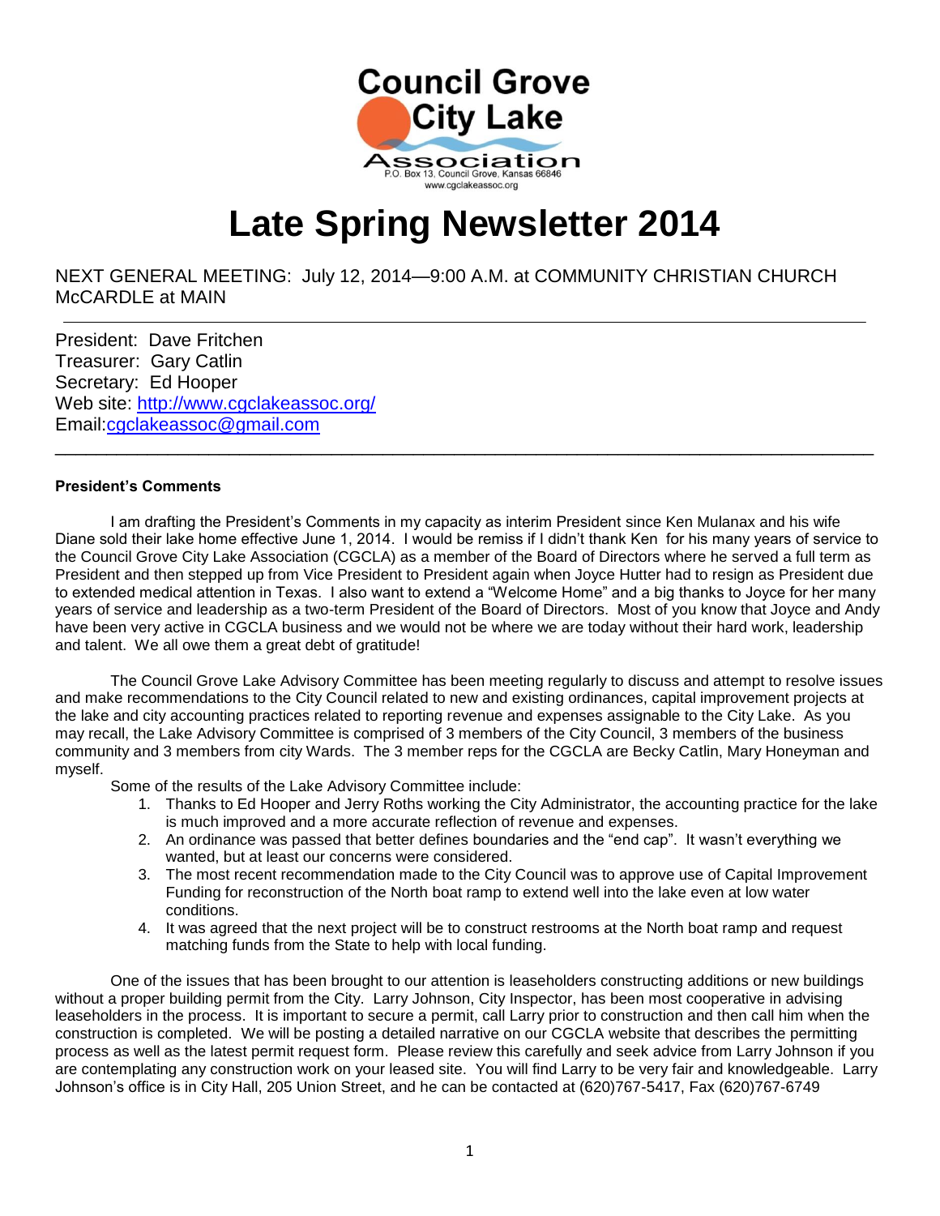Council Grove City Lake Association
P.O. Box 13, Council Grove, Kansas 66846
www.cgclakeassoc.org

# Late Spring Newsletter 2014

NEXT GENERAL MEETING: July 12, 2014—9:00 A.M. at COMMUNITY CHRISTIAN CHURCH McCARDLE at MAIN

---

President: Dave Fritchen
Treasurer: Gary Catlin
Secretary: Ed Hooper
Web site: http://www.cgclakeassoc.org/
Email:cgclakeassoc@gmail.com

---

**President's Comments**

I am drafting the President's Comments in my capacity as interim President since Ken Mulanax and his wife Diane sold their lake home effective June 1, 2014. I would be remiss if I didn't thank Ken for his many years of service to the Council Grove City Lake Association (CGCLA) as a member of the Board of Directors where he served a full term as President and then stepped up from Vice President to President again when Joyce Hutter had to resign as President due to extended medical attention in Texas. I also want to extend a "Welcome Home" and a big thanks to Joyce for her many years of service and leadership as a two-term President of the Board of Directors. Most of you know that Joyce and Andy have been very active in CGCLA business and we would not be where we are today without their hard work, leadership and talent. We all owe them a great debt of gratitude!

The Council Grove Lake Advisory Committee has been meeting regularly to discuss and attempt to resolve issues and make recommendations to the City Council related to new and existing ordinances, capital improvement projects at the lake and city accounting practices related to reporting revenue and expenses assignable to the City Lake. As you may recall, the Lake Advisory Committee is comprised of 3 members of the City Council, 3 members of the business community and 3 members from city Wards. The 3 member reps for the CGCLA are Becky Catlin, Mary Honeyman and myself.

Some of the results of the Lake Advisory Committee include:

1. Thanks to Ed Hooper and Jerry Roths working the City Administrator, the accounting practice for the lake is much improved and a more accurate reflection of revenue and expenses.
2. An ordinance was passed that better defines boundaries and the "end cap". It wasn't everything we wanted, but at least our concerns were considered.
3. The most recent recommendation made to the City Council was to approve use of Capital Improvement Funding for reconstruction of the North boat ramp to extend well into the lake even at low water conditions.
4. It was agreed that the next project will be to construct restrooms at the North boat ramp and request matching funds from the State to help with local funding.

One of the issues that has been brought to our attention is leaseholders constructing additions or new buildings without a proper building permit from the City. Larry Johnson, City Inspector, has been most cooperative in advising leaseholders in the process. It is important to secure a permit, call Larry prior to construction and then call him when the construction is completed. We will be posting a detailed narrative on our CGCLA website that describes the permitting process as well as the latest permit request form. Please review this carefully and seek advice from Larry Johnson if you are contemplating any construction work on your leased site. You will find Larry to be very fair and knowledgeable. Larry Johnson's office is in City Hall, 205 Union Street, and he can be contacted at (620)767-5417, Fax (620)767-6749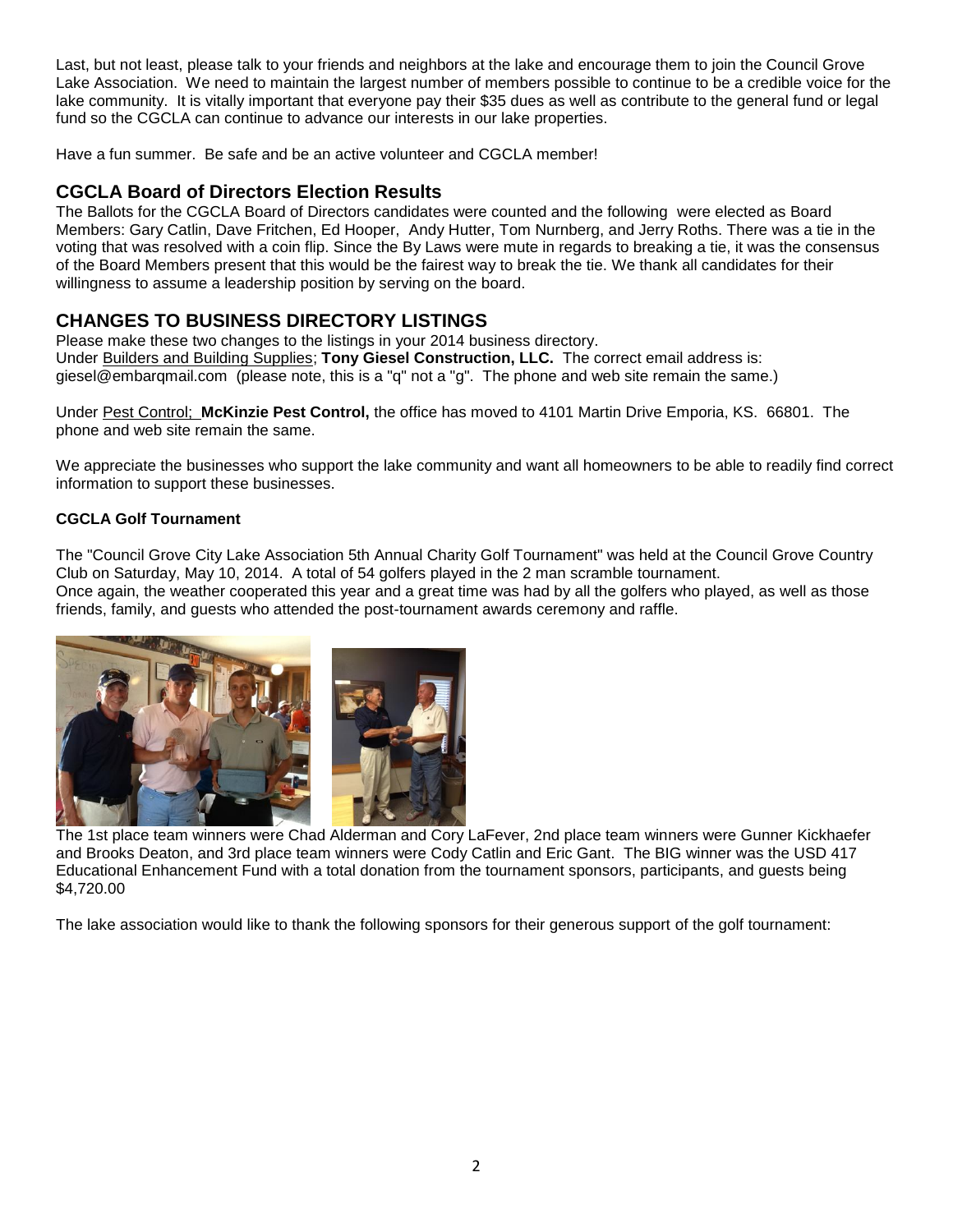Last, but not least, please talk to your friends and neighbors at the lake and encourage them to join the Council Grove Lake Association. We need to maintain the largest number of members possible to continue to be a credible voice for the lake community. It is vitally important that everyone pay their $35 dues as well as contribute to the general fund or legal fund so the CGCLA can continue to advance our interests in our lake properties.

Have a fun summer. Be safe and be an active volunteer and CGCLA member!

## CGCLA Board of Directors Election Results

The Ballots for the CGCLA Board of Directors candidates were counted and the following were elected as Board Members: Gary Catlin, Dave Fritchen, Ed Hooper, Andy Hutter, Tom Nurnberg, and Jerry Roths. There was a tie in the voting that was resolved with a coin flip. Since the By Laws were mute in regards to breaking a tie, it was the consensus of the Board Members present that this would be the fairest way to break the tie. We thank all candidates for their willingness to assume a leadership position by serving on the board.

## CHANGES TO BUSINESS DIRECTORY LISTINGS

Please make these two changes to the listings in your 2014 business directory.
Under Builders and Building Supplies; **Tony Giesel Construction, LLC.** The correct email address is: giesel@embarqmail.com (please note, this is a "q" not a "g". The phone and web site remain the same.)

Under Pest Control; **McKinzie Pest Control,** the office has moved to 4101 Martin Drive Emporia, KS. 66801. The phone and web site remain the same.

We appreciate the businesses who support the lake community and want all homeowners to be able to readily find correct information to support these businesses.

### CGCLA Golf Tournament

The "Council Grove City Lake Association 5th Annual Charity Golf Tournament" was held at the Council Grove Country Club on Saturday, May 10, 2014. A total of 54 golfers played in the 2 man scramble tournament.
Once again, the weather cooperated this year and a great time was had by all the golfers who played, as well as those friends, family, and guests who attended the post-tournament awards ceremony and raffle.

The 1st place team winners were Chad Alderman and Cory LaFever, 2nd place team winners were Gunner Kickhaefer and Brooks Deaton, and 3rd place team winners were Cody Catlin and Eric Gant. The BIG winner was the USD 417 Educational Enhancement Fund with a total donation from the tournament sponsors, participants, and guests being $4,720.00

The lake association would like to thank the following sponsors for their generous support of the golf tournament: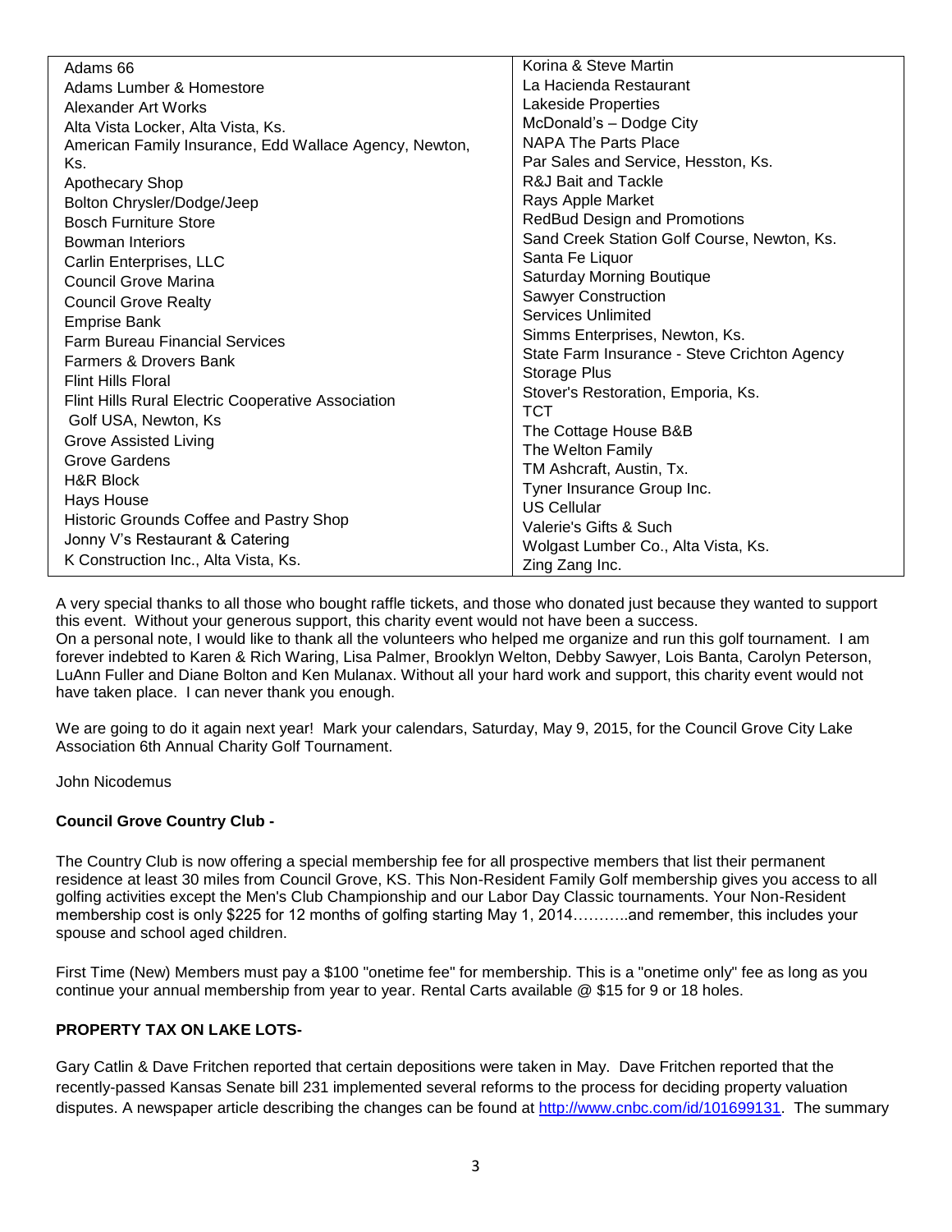| | |
|---|---|
| Adams 66 | Korina & Steve Martin |
| Adams Lumber & Homestore | La Hacienda Restaurant |
| Alexander Art Works | Lakeside Properties |
| Alta Vista Locker, Alta Vista, Ks. | McDonald's – Dodge City |
| American Family Insurance, Edd Wallace Agency, Newton, Ks. | NAPA The Parts Place |
| Apothecary Shop | Par Sales and Service, Hesston, Ks. |
| Bolton Chrysler/Dodge/Jeep | R&J Bait and Tackle |
| Bosch Furniture Store | Rays Apple Market |
| Bowman Interiors | RedBud Design and Promotions |
| Carlin Enterprises, LLC | Sand Creek Station Golf Course, Newton, Ks. |
| Council Grove Marina | Santa Fe Liquor |
| Council Grove Realty | Saturday Morning Boutique |
| Emprise Bank | Sawyer Construction |
| Farm Bureau Financial Services | Services Unlimited |
| Farmers & Drovers Bank | Simms Enterprises, Newton, Ks. |
| Flint Hills Floral | State Farm Insurance - Steve Crichton Agency |
| Flint Hills Rural Electric Cooperative Association | Storage Plus |
| Golf USA, Newton, Ks | Stover's Restoration, Emporia, Ks. |
| Grove Assisted Living | TCT |
| Grove Gardens | The Cottage House B&B |
| H&R Block | The Welton Family |
| Hays House | TM Ashcraft, Austin, Tx. |
| Historic Grounds Coffee and Pastry Shop | Tyner Insurance Group Inc. |
| Jonny V's Restaurant & Catering | US Cellular |
| K Construction Inc., Alta Vista, Ks. | Valerie's Gifts & Such |
| | Wolgast Lumber Co., Alta Vista, Ks. |
| | Zing Zang Inc. |

A very special thanks to all those who bought raffle tickets, and those who donated just because they wanted to support this event. Without your generous support, this charity event would not have been a success.
On a personal note, I would like to thank all the volunteers who helped me organize and run this golf tournament. I am forever indebted to Karen & Rich Waring, Lisa Palmer, Brooklyn Welton, Debby Sawyer, Lois Banta, Carolyn Peterson, LuAnn Fuller and Diane Bolton and Ken Mulanax. Without all your hard work and support, this charity event would not have taken place. I can never thank you enough.

We are going to do it again next year! Mark your calendars, Saturday, May 9, 2015, for the Council Grove City Lake Association 6th Annual Charity Golf Tournament.

John Nicodemus

**Council Grove Country Club -**

The Country Club is now offering a special membership fee for all prospective members that list their permanent residence at least 30 miles from Council Grove, KS. This Non-Resident Family Golf membership gives you access to all golfing activities except the Men's Club Championship and our Labor Day Classic tournaments. Your Non-Resident membership cost is only $225 for 12 months of golfing starting May 1, 2014………..and remember, this includes your spouse and school aged children.

First Time (New) Members must pay a $100 "onetime fee" for membership. This is a "onetime only" fee as long as you continue your annual membership from year to year. Rental Carts available @ $15 for 9 or 18 holes.

**PROPERTY TAX ON LAKE LOTS-**

Gary Catlin & Dave Fritchen reported that certain depositions were taken in May. Dave Fritchen reported that the recently-passed Kansas Senate bill 231 implemented several reforms to the process for deciding property valuation disputes. A newspaper article describing the changes can be found at http://www.cnbc.com/id/101699131. The summary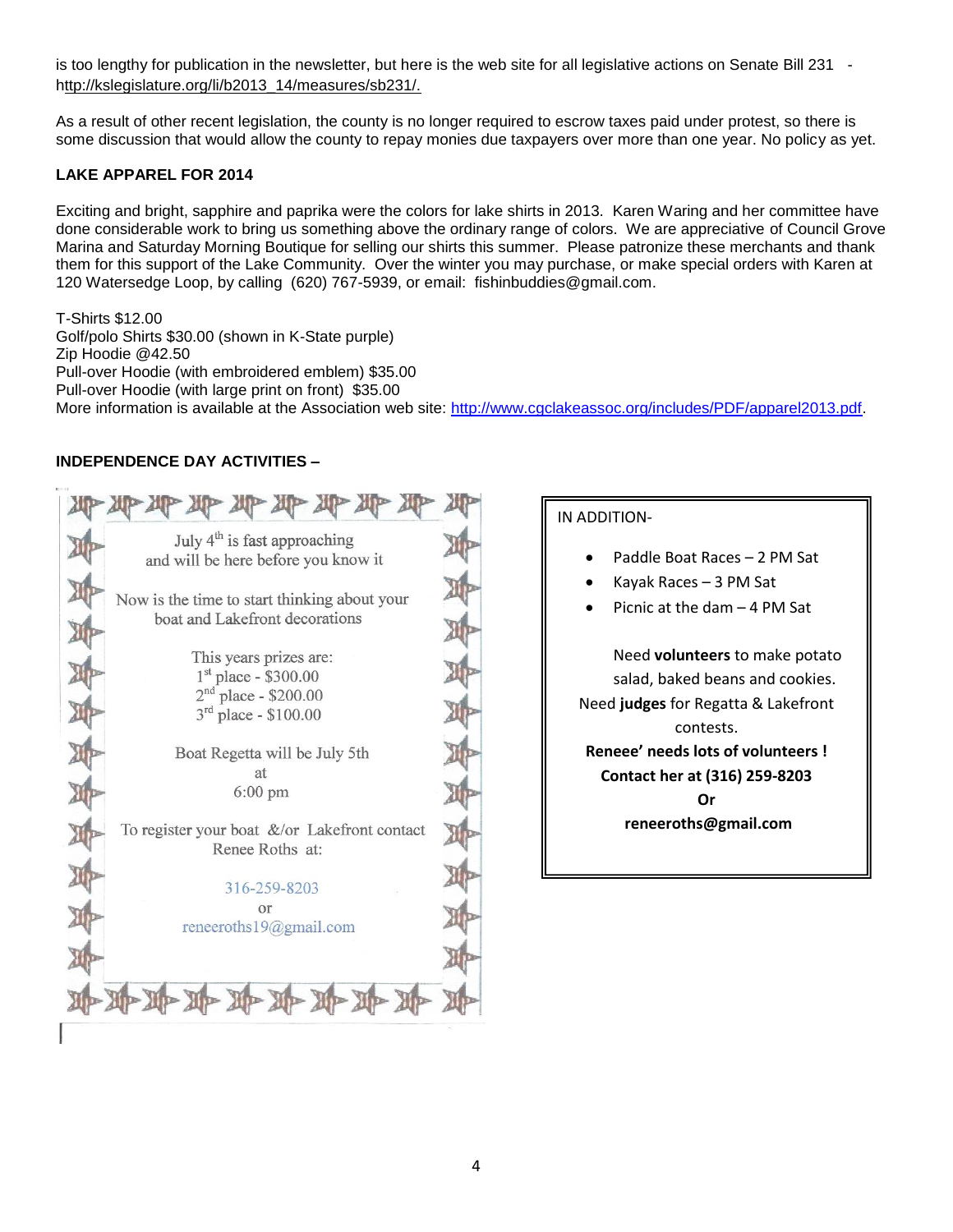is too lengthy for publication in the newsletter, but here is the web site for all legislative actions on Senate Bill 231 - http://kslegislature.org/li/b2013_14/measures/sb231/.

As a result of other recent legislation, the county is no longer required to escrow taxes paid under protest, so there is some discussion that would allow the county to repay monies due taxpayers over more than one year. No policy as yet.

**LAKE APPAREL FOR 2014**

Exciting and bright, sapphire and paprika were the colors for lake shirts in 2013. Karen Waring and her committee have done considerable work to bring us something above the ordinary range of colors. We are appreciative of Council Grove Marina and Saturday Morning Boutique for selling our shirts this summer. Please patronize these merchants and thank them for this support of the Lake Community. Over the winter you may purchase, or make special orders with Karen at 120 Watersedge Loop, by calling (620) 767-5939, or email: fishinbuddies@gmail.com.

T-Shirts $12.00
Golf/polo Shirts $30.00 (shown in K-State purple)
Zip Hoodie @42.50
Pull-over Hoodie (with embroidered emblem) $35.00
Pull-over Hoodie (with large print on front) $35.00
More information is available at the Association web site: http://www.cgclakeassoc.org/includes/PDF/apparel2013.pdf.

**INDEPENDENCE DAY ACTIVITIES –**

July 4th is fast approaching
and will be here before you know it

Now is the time to start thinking about your
boat and Lakefront decorations

This years prizes are:
1st place - $300.00
2nd place - $200.00
3rd place - $100.00

Boat Regetta will be July 5th
at
6:00 pm

To register your boat &/or Lakefront contact
Renee Roths at:

316-259-8203
or
reneeroths19@gmail.com

IN ADDITION-

- Paddle Boat Races – 2 PM Sat
- Kayak Races – 3 PM Sat
- Picnic at the dam – 4 PM Sat

Need **volunteers** to make potato salad, baked beans and cookies.
Need **judges** for Regatta & Lakefront contests.
**Reneee' needs lots of volunteers !**
**Contact her at (316) 259-8203**
**Or**
**reneeroths@gmail.com**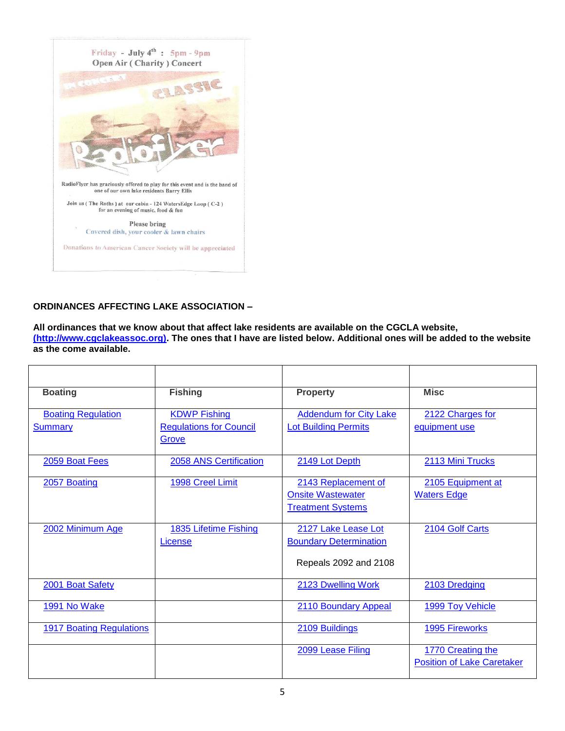Friday - July 4th : 5pm - 9pm
Open Air ( Charity ) Concert

IN CONCERT

CLASSIC

RadioFlyer

RadioFlyer has graciously offered to play for this event and is the band of one of our own lake residents Barry Ellis

Join us ( The Roths ) at our cabin - 124 WatersEdge Loop ( C-2 ) for an evening of music, food & fun

Please bring
Covered dish, your cooler & lawn chairs

Donations to American Cancer Society will be appreciated

**ORDINANCES AFFECTING LAKE ASSOCIATION –**

**All ordinances that we know about that affect lake residents are available on the CGCLA website, (http://www.cgclakeassoc.org). The ones that I have are listed below. Additional ones will be added to the website as the come available.**

| Boating | Fishing | Property | Misc |
|---|---|---|---|
| Boating Regulation Summary | KDWP Fishing Regulations for Council Grove | Addendum for City Lake Lot Building Permits | 2122 Charges for equipment use |
| 2059 Boat Fees | 2058 ANS Certification | 2149 Lot Depth | 2113 Mini Trucks |
| 2057 Boating | 1998 Creel Limit | 2143 Replacement of Onsite Wastewater Treatment Systems | 2105 Equipment at Waters Edge |
| 2002 Minimum Age | 1835 Lifetime Fishing License | 2127 Lake Lease Lot Boundary Determination<br><br>Repeals 2092 and 2108 | 2104 Golf Carts |
| 2001 Boat Safety | | 2123 Dwelling Work | 2103 Dredging |
| 1991 No Wake | | 2110 Boundary Appeal | 1999 Toy Vehicle |
| 1917 Boating Regulations | | 2109 Buildings | 1995 Fireworks |
| | | 2099 Lease Filing | 1770 Creating the Position of Lake Caretaker |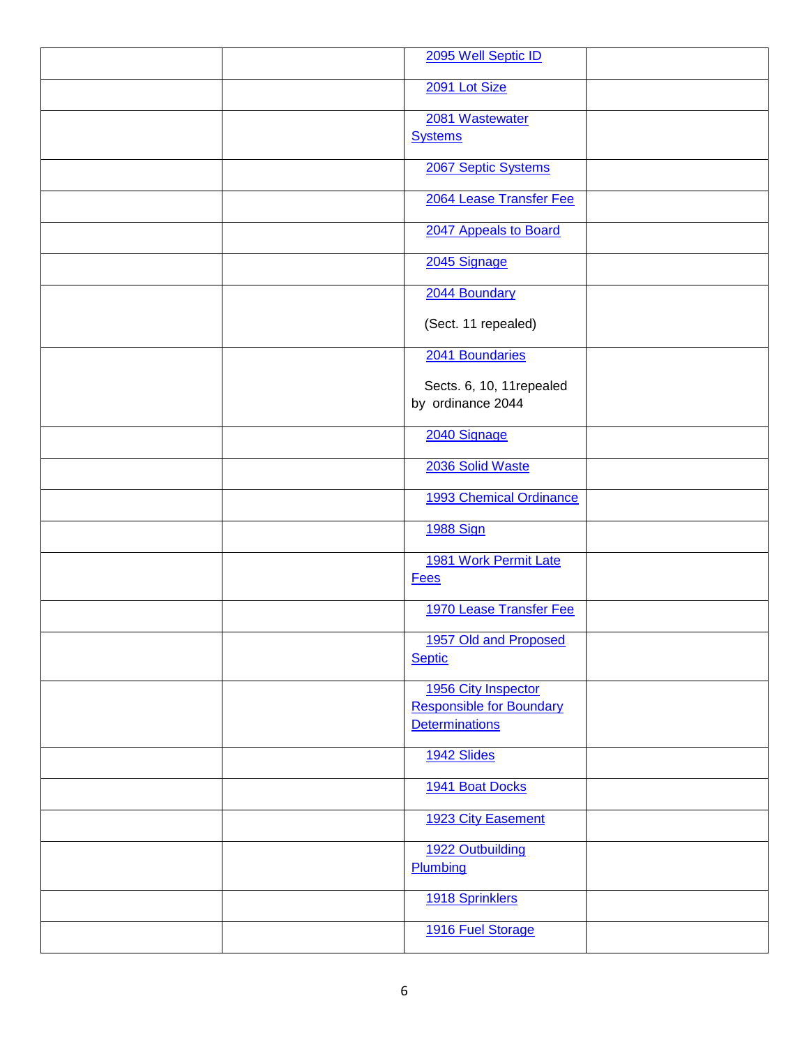| | | | |
|---|---|---|---|
| | | 2095 Well Septic ID | |
| | | 2091 Lot Size | |
| | | 2081 Wastewater Systems | |
| | | 2067 Septic Systems | |
| | | 2064 Lease Transfer Fee | |
| | | 2047 Appeals to Board | |
| | | 2045 Signage | |
| | | 2044 Boundary<br><br>(Sect. 11 repealed) | |
| | | 2041 Boundaries<br><br>Sects. 6, 10, 11repealed by ordinance 2044 | |
| | | 2040 Signage | |
| | | 2036 Solid Waste | |
| | | 1993 Chemical Ordinance | |
| | | 1988 Sign | |
| | | 1981 Work Permit Late Fees | |
| | | 1970 Lease Transfer Fee | |
| | | 1957 Old and Proposed Septic | |
| | | 1956 City Inspector Responsible for Boundary Determinations | |
| | | 1942 Slides | |
| | | 1941 Boat Docks | |
| | | 1923 City Easement | |
| | | 1922 Outbuilding Plumbing | |
| | | 1918 Sprinklers | |
| | | 1916 Fuel Storage | |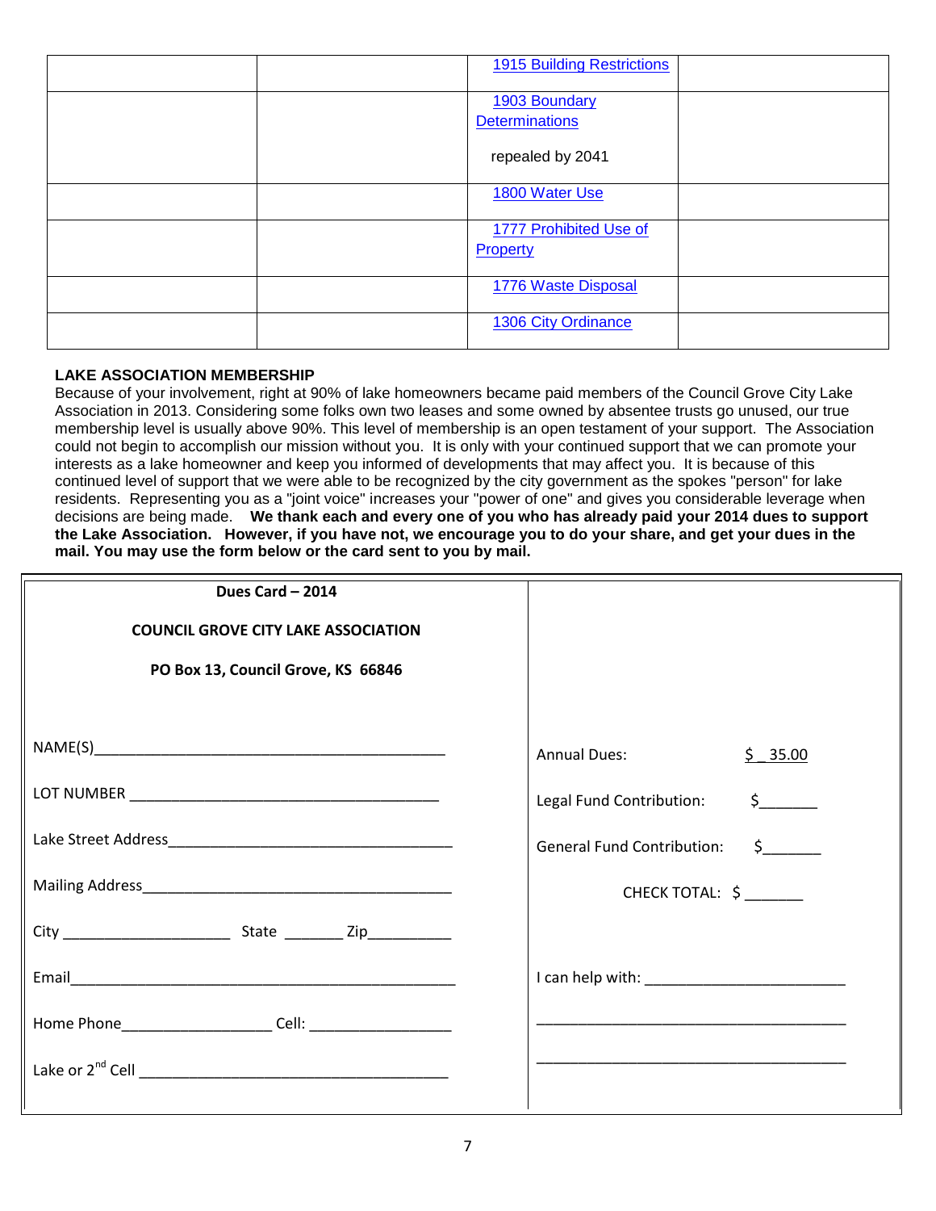| | | | |
|---|---|---|---|
| | | 1915 Building Restrictions | |
| | | 1903 Boundary Determinations<br><br>repealed by 2041 | |
| | | 1800 Water Use | |
| | | 1777 Prohibited Use of Property | |
| | | 1776 Waste Disposal | |
| | | 1306 City Ordinance | |

**LAKE ASSOCIATION MEMBERSHIP**

Because of your involvement, right at 90% of lake homeowners became paid members of the Council Grove City Lake Association in 2013. Considering some folks own two leases and some owned by absentee trusts go unused, our true membership level is usually above 90%. This level of membership is an open testament of your support. The Association could not begin to accomplish our mission without you. It is only with your continued support that we can promote your interests as a lake homeowner and keep you informed of developments that may affect you. It is because of this continued level of support that we were able to be recognized by the city government as the spokes "person" for lake residents. Representing you as a "joint voice" increases your "power of one" and gives you considerable leverage when decisions are being made. **We thank each and every one of you who has already paid your 2014 dues to support the Lake Association. However, if you have not, we encourage you to do your share, and get your dues in the mail. You may use the form below or the card sent to you by mail.**

| | |
|---|---|
| **Dues Card – 2014**<br><br>**COUNCIL GROVE CITY LAKE ASSOCIATION**<br><br>**PO Box 13, Council Grove, KS 66846** | |
| NAME(S)_______________________________________ | Annual Dues: $ _ 35.00 |
| LOT NUMBER ___________________________________ | Legal Fund Contribution: $______ |
| Lake Street Address_______________________________ | General Fund Contribution: $______ |
| Mailing Address__________________________________ | CHECK TOTAL: $ ______ |
| City ___________________ State _______ Zip__________ | |
| Email_________________________________________ | I can help with: _______________________ |
| Home Phone_________________ Cell: ________________ | _____________________________________ |
| Lake or 2nd Cell ___________________________________ | _____________________________________ |